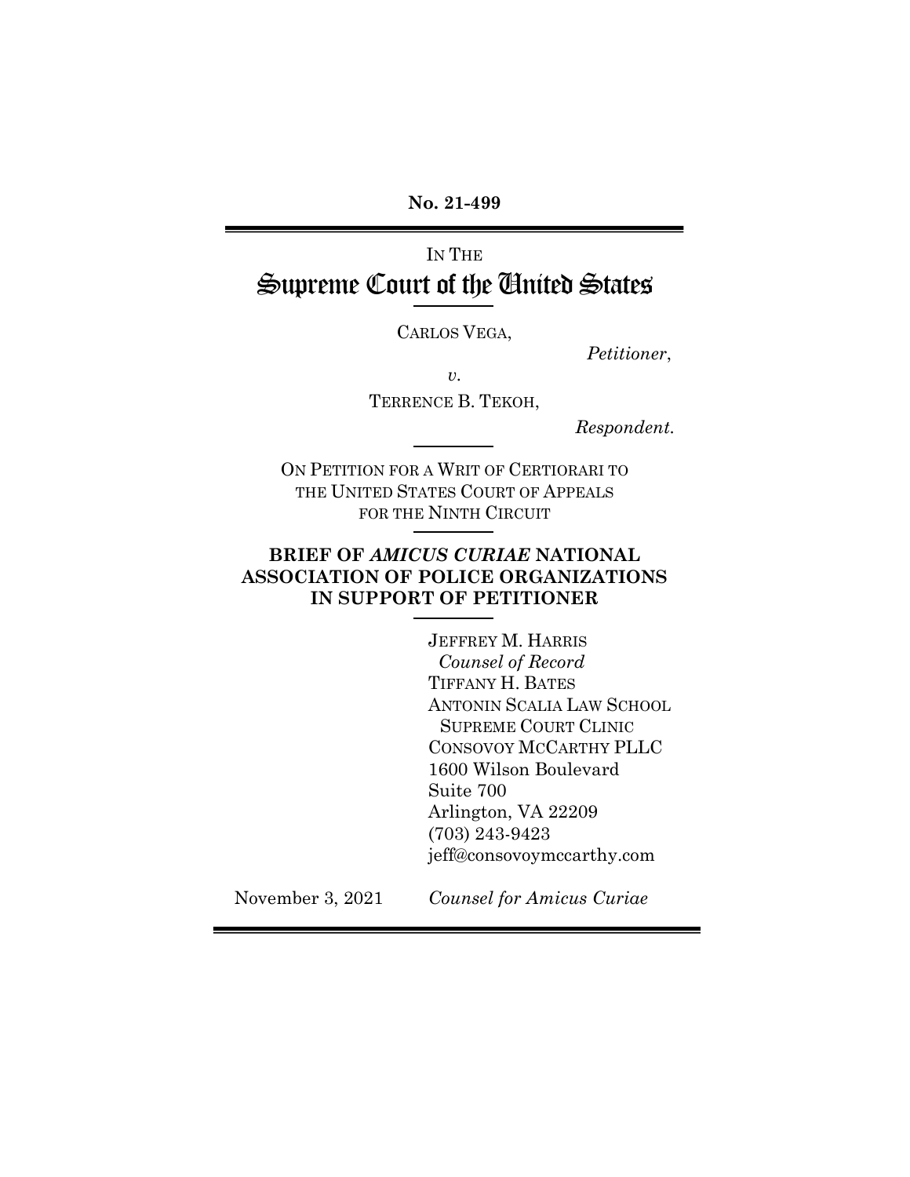**No. 21-499**

IN THE

# Supreme Court of the United States

CARLOS VEGA,

*Petitioner*,

*v.*

TERRENCE B. TEKOH,

*Respondent*.

ON PETITION FOR A WRIT OF CERTIORARI TO THE UNITED STATES COURT OF APPEALS FOR THE NINTH CIRCUIT

## BRIEF OF *AMICUS CURIAE* NATIONAL ASSOCIATION OF POLICE ORGANIZATIONS IN SUPPORT OF PETITIONER

JEFFREY M. HARRIS
*Counsel of Record*
TIFFANY H. BATES
ANTONIN SCALIA LAW SCHOOL
SUPREME COURT CLINIC
CONSOVOY MCCARTHY PLLC
1600 Wilson Boulevard
Suite 700
Arlington, VA 22209
(703) 243-9423
jeff@consovoymccarthy.com

November 3, 2021

*Counsel for Amicus Curiae*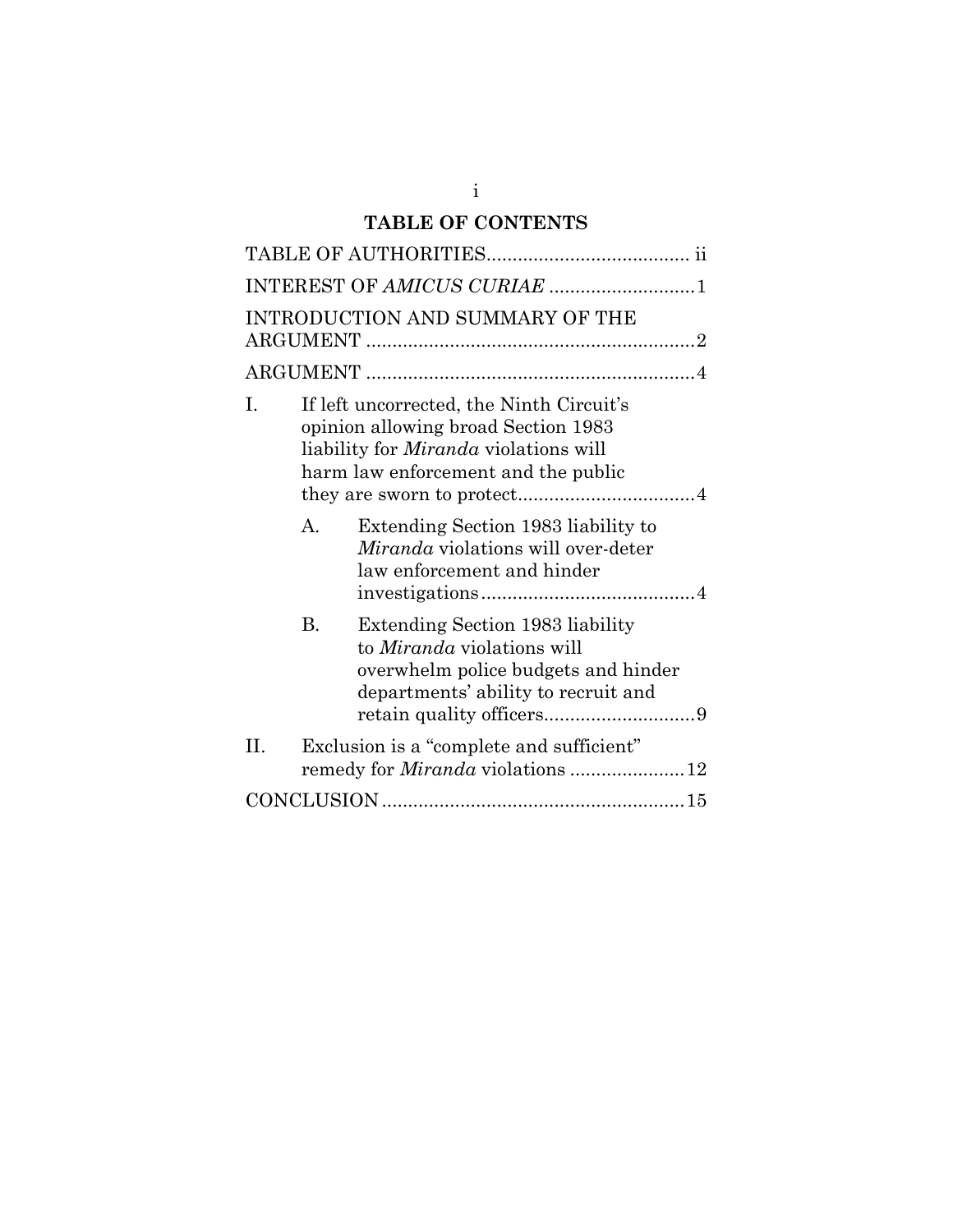# TABLE OF CONTENTS

TABLE OF AUTHORITIES....................................... ii

INTEREST OF *AMICUS CURIAE* ............................1

INTRODUCTION AND SUMMARY OF THE ARGUMENT ...............................................................2

ARGUMENT ...............................................................4

I. If left uncorrected, the Ninth Circuit's opinion allowing broad Section 1983 liability for *Miranda* violations will harm law enforcement and the public they are sworn to protect..................................4

   A. Extending Section 1983 liability to *Miranda* violations will over-deter law enforcement and hinder investigations.........................................4

   B. Extending Section 1983 liability to *Miranda* violations will overwhelm police budgets and hinder departments' ability to recruit and retain quality officers.............................9

II. Exclusion is a "complete and sufficient" remedy for *Miranda* violations ......................12

CONCLUSION..........................................................15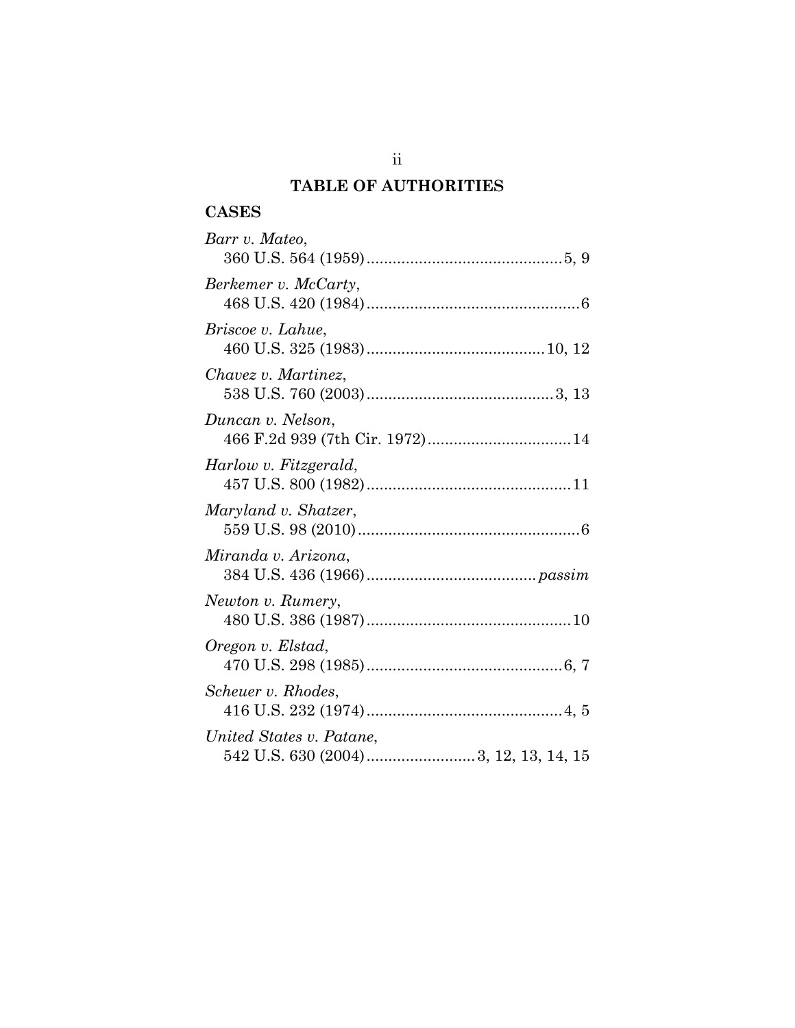## TABLE OF AUTHORITIES

### CASES

*Barr v. Mateo*,
360 U.S. 564 (1959) ............................................ 5, 9

*Berkemer v. McCarty*,
468 U.S. 420 (1984) ................................................ 6

*Briscoe v. Lahue*,
460 U.S. 325 (1983) ........................................ 10, 12

*Chavez v. Martinez*,
538 U.S. 760 (2003) .......................................... 3, 13

*Duncan v. Nelson*,
466 F.2d 939 (7th Cir. 1972) ................................ 14

*Harlow v. Fitzgerald*,
457 U.S. 800 (1982) .............................................. 11

*Maryland v. Shatzer*,
559 U.S. 98 (2010) .................................................. 6

*Miranda v. Arizona*,
384 U.S. 436 (1966) ...................................... *passim*

*Newton v. Rumery*,
480 U.S. 386 (1987) .............................................. 10

*Oregon v. Elstad*,
470 U.S. 298 (1985) ............................................ 6, 7

*Scheuer v. Rhodes*,
416 U.S. 232 (1974) ............................................ 4, 5

*United States v. Patane*,
542 U.S. 630 (2004) ........................ 3, 12, 13, 14, 15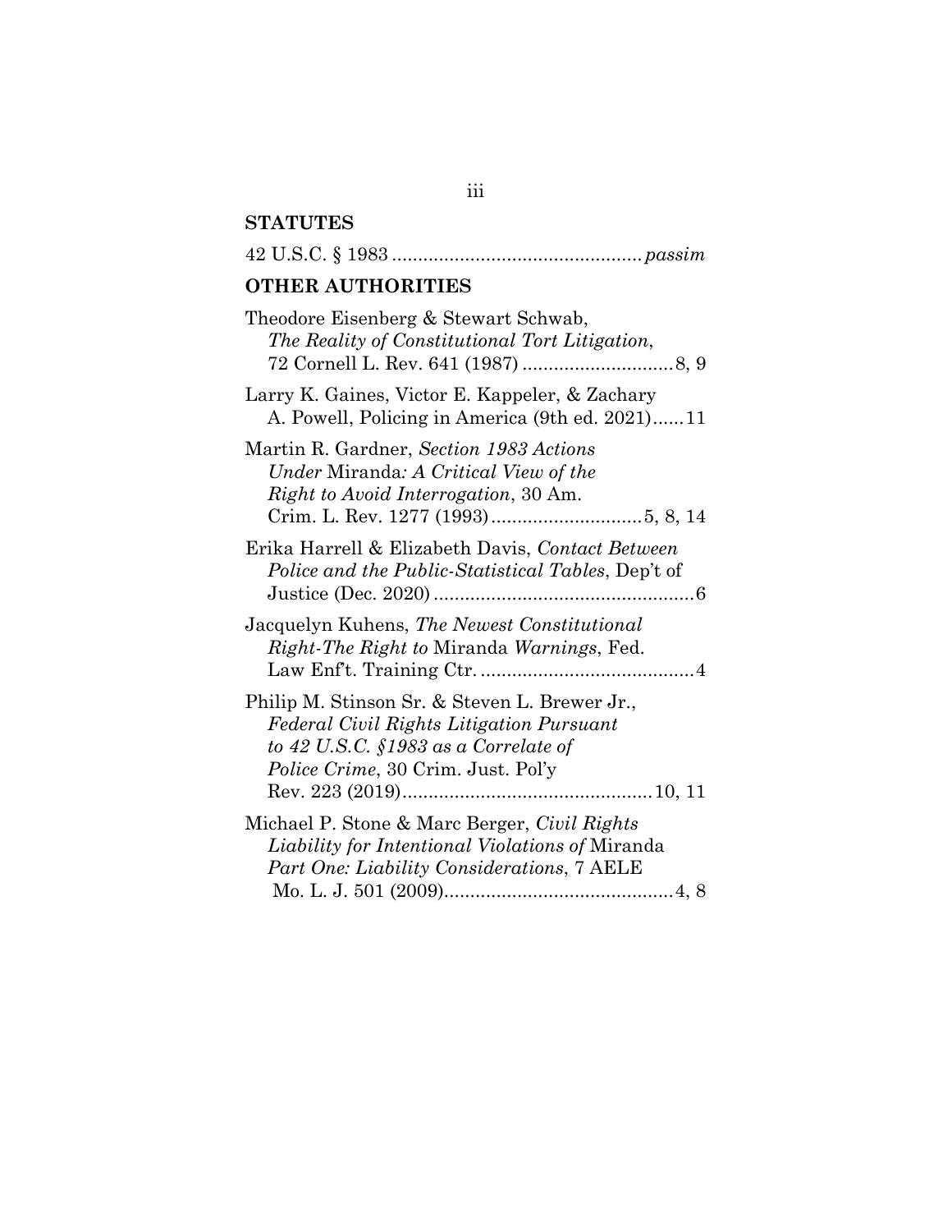**STATUTES**

42 U.S.C. § 1983 ............................................... *passim*

**OTHER AUTHORITIES**

Theodore Eisenberg & Stewart Schwab, *The Reality of Constitutional Tort Litigation*, 72 Cornell L. Rev. 641 (1987) ............................ 8, 9

Larry K. Gaines, Victor E. Kappeler, & Zachary A. Powell, Policing in America (9th ed. 2021)...... 11

Martin R. Gardner, *Section 1983 Actions Under* Miranda*: A Critical View of the Right to Avoid Interrogation*, 30 Am. Crim. L. Rev. 1277 (1993)............................ 5, 8, 14

Erika Harrell & Elizabeth Davis, *Contact Between Police and the Public-Statistical Tables*, Dep't of Justice (Dec. 2020) .................................................. 6

Jacquelyn Kuhens, *The Newest Constitutional Right-The Right to* Miranda *Warnings*, Fed. Law Enf't. Training Ctr. ......................................... 4

Philip M. Stinson Sr. & Steven L. Brewer Jr., *Federal Civil Rights Litigation Pursuant to 42 U.S.C. §1983 as a Correlate of Police Crime*, 30 Crim. Just. Pol'y Rev. 223 (2019)................................................ 10, 11

Michael P. Stone & Marc Berger, *Civil Rights Liability for Intentional Violations of* Miranda *Part One: Liability Considerations*, 7 AELE Mo. L. J. 501 (2009)............................................ 4, 8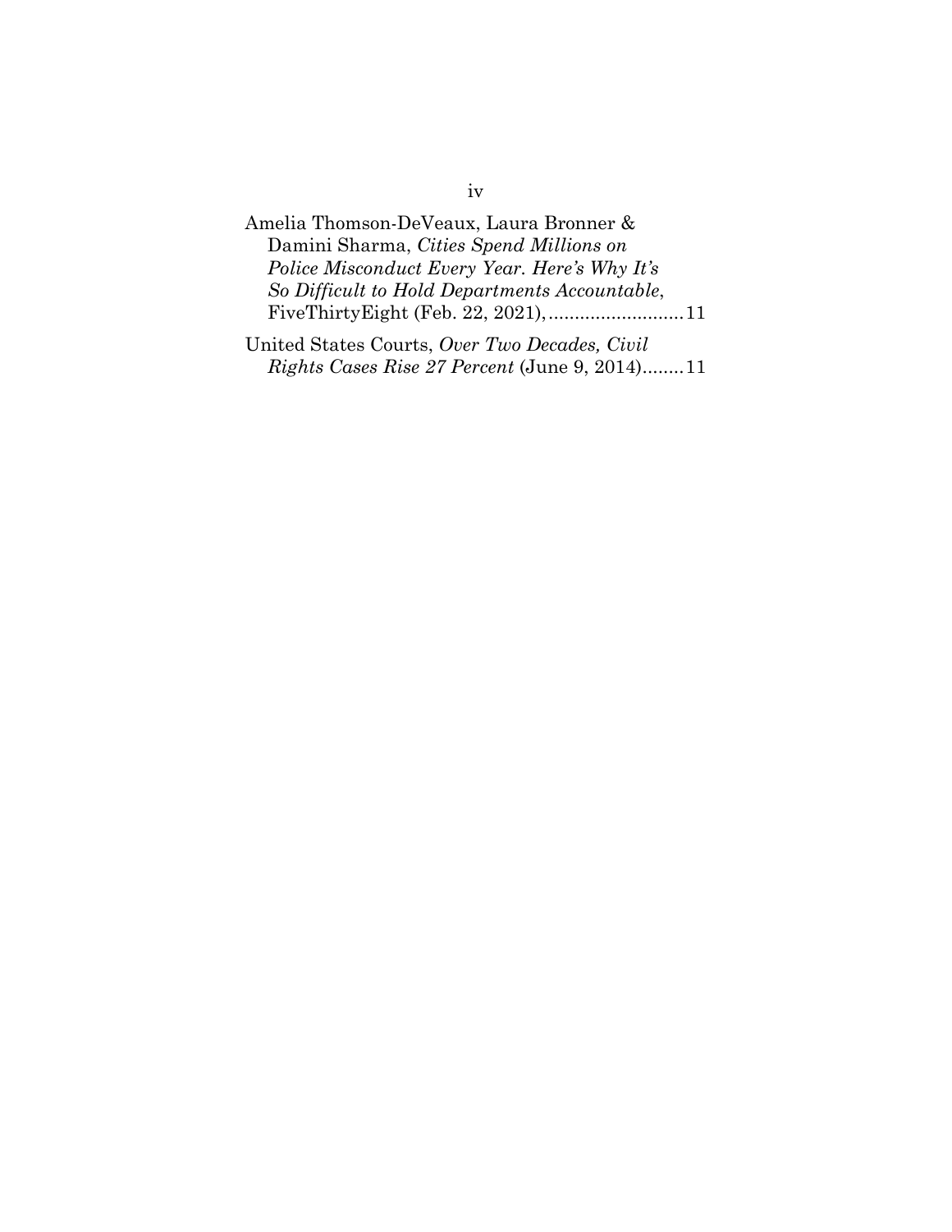Amelia Thomson-DeVeaux, Laura Bronner & Damini Sharma, *Cities Spend Millions on Police Misconduct Every Year. Here's Why It's So Difficult to Hold Departments Accountable*, FiveThirtyEight (Feb. 22, 2021), ..........................11

United States Courts, *Over Two Decades, Civil Rights Cases Rise 27 Percent* (June 9, 2014)........11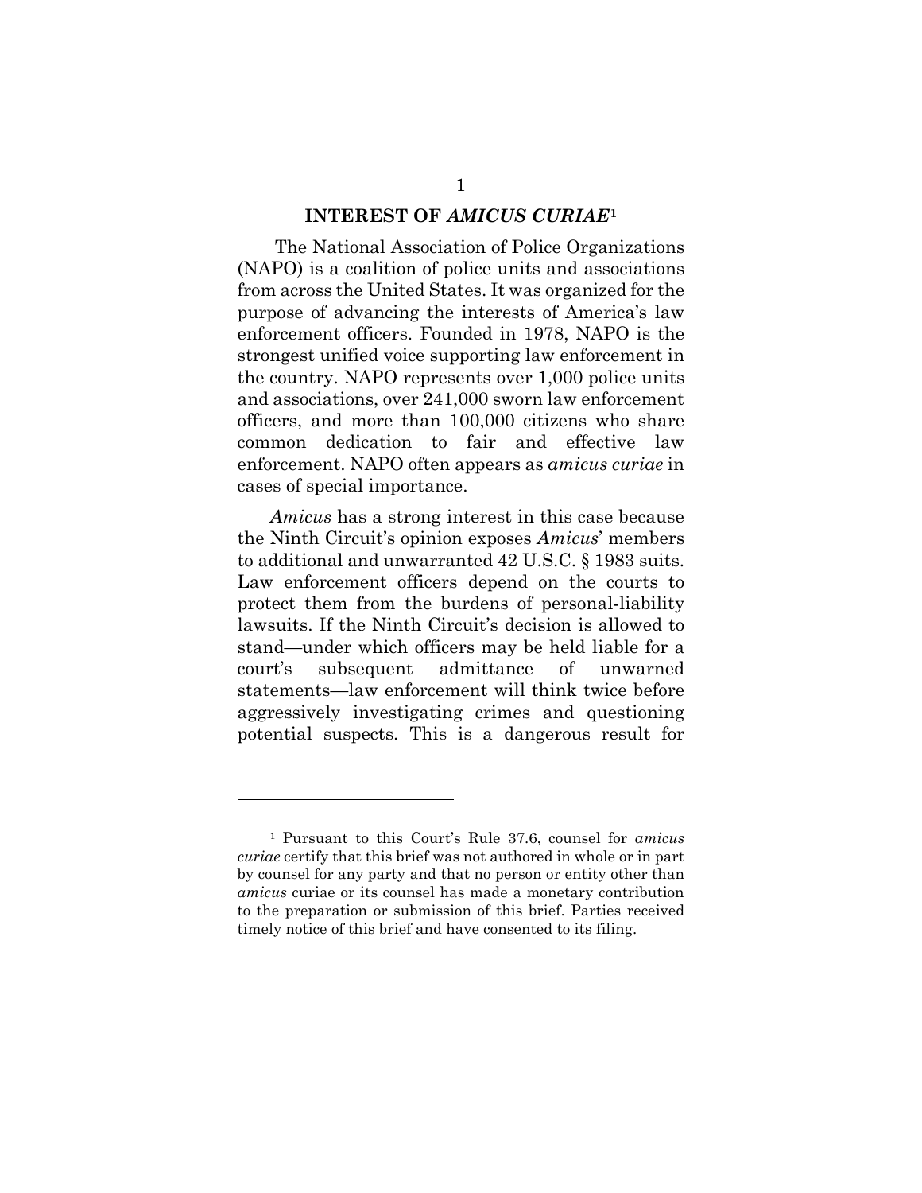## INTEREST OF *AMICUS CURIAE*[1]

The National Association of Police Organizations (NAPO) is a coalition of police units and associations from across the United States. It was organized for the purpose of advancing the interests of America's law enforcement officers. Founded in 1978, NAPO is the strongest unified voice supporting law enforcement in the country. NAPO represents over 1,000 police units and associations, over 241,000 sworn law enforcement officers, and more than 100,000 citizens who share common dedication to fair and effective law enforcement. NAPO often appears as *amicus curiae* in cases of special importance.

*Amicus* has a strong interest in this case because the Ninth Circuit's opinion exposes *Amicus*' members to additional and unwarranted 42 U.S.C. § 1983 suits. Law enforcement officers depend on the courts to protect them from the burdens of personal-liability lawsuits. If the Ninth Circuit's decision is allowed to stand—under which officers may be held liable for a court's subsequent admittance of unwarned statements—law enforcement will think twice before aggressively investigating crimes and questioning potential suspects. This is a dangerous result for

---

[1] Pursuant to this Court's Rule 37.6, counsel for *amicus curiae* certify that this brief was not authored in whole or in part by counsel for any party and that no person or entity other than *amicus* curiae or its counsel has made a monetary contribution to the preparation or submission of this brief. Parties received timely notice of this brief and have consented to its filing.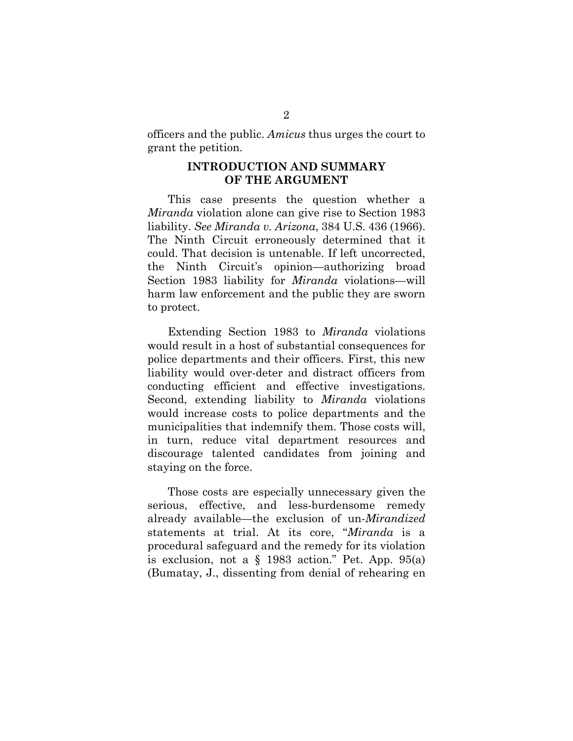officers and the public. *Amicus* thus urges the court to grant the petition.

## INTRODUCTION AND SUMMARY OF THE ARGUMENT

This case presents the question whether a *Miranda* violation alone can give rise to Section 1983 liability. *See Miranda v. Arizona*, 384 U.S. 436 (1966). The Ninth Circuit erroneously determined that it could. That decision is untenable. If left uncorrected, the Ninth Circuit's opinion—authorizing broad Section 1983 liability for *Miranda* violations—will harm law enforcement and the public they are sworn to protect.

Extending Section 1983 to *Miranda* violations would result in a host of substantial consequences for police departments and their officers. First, this new liability would over-deter and distract officers from conducting efficient and effective investigations. Second, extending liability to *Miranda* violations would increase costs to police departments and the municipalities that indemnify them. Those costs will, in turn, reduce vital department resources and discourage talented candidates from joining and staying on the force.

Those costs are especially unnecessary given the serious, effective, and less-burdensome remedy already available—the exclusion of un-*Mirandized* statements at trial. At its core, "*Miranda* is a procedural safeguard and the remedy for its violation is exclusion, not a § 1983 action." Pet. App. 95(a) (Bumatay, J., dissenting from denial of rehearing en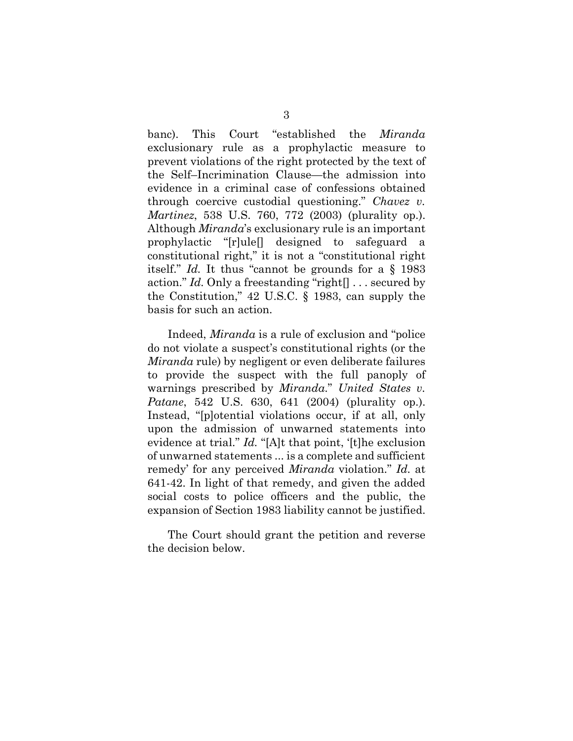banc). This Court "established the *Miranda* exclusionary rule as a prophylactic measure to prevent violations of the right protected by the text of the Self–Incrimination Clause—the admission into evidence in a criminal case of confessions obtained through coercive custodial questioning." *Chavez v. Martinez*, 538 U.S. 760, 772 (2003) (plurality op.). Although *Miranda*'s exclusionary rule is an important prophylactic "[r]ule[] designed to safeguard a constitutional right," it is not a "constitutional right itself." *Id.* It thus "cannot be grounds for a § 1983 action." *Id.* Only a freestanding "right[] . . . secured by the Constitution," 42 U.S.C. § 1983, can supply the basis for such an action.

Indeed, *Miranda* is a rule of exclusion and "police do not violate a suspect's constitutional rights (or the *Miranda* rule) by negligent or even deliberate failures to provide the suspect with the full panoply of warnings prescribed by *Miranda*." *United States v. Patane*, 542 U.S. 630, 641 (2004) (plurality op.). Instead, "[p]otential violations occur, if at all, only upon the admission of unwarned statements into evidence at trial." *Id.* "[A]t that point, '[t]he exclusion of unwarned statements ... is a complete and sufficient remedy' for any perceived *Miranda* violation." *Id.* at 641-42. In light of that remedy, and given the added social costs to police officers and the public, the expansion of Section 1983 liability cannot be justified.

The Court should grant the petition and reverse the decision below.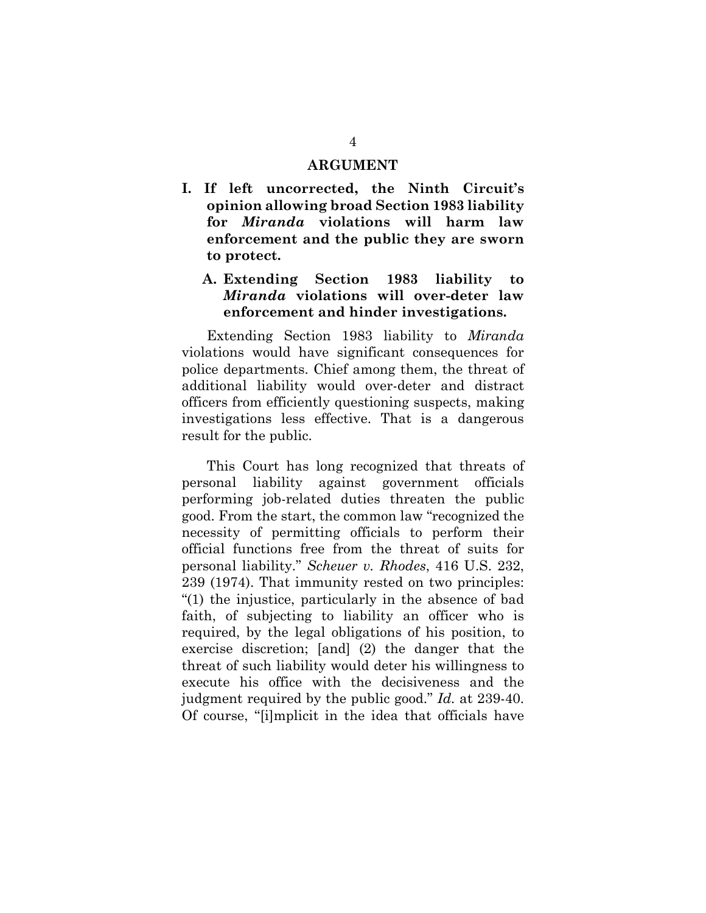# ARGUMENT

## I. If left uncorrected, the Ninth Circuit's opinion allowing broad Section 1983 liability for *Miranda* violations will harm law enforcement and the public they are sworn to protect.

### A. Extending Section 1983 liability to *Miranda* violations will over-deter law enforcement and hinder investigations.

Extending Section 1983 liability to *Miranda* violations would have significant consequences for police departments. Chief among them, the threat of additional liability would over-deter and distract officers from efficiently questioning suspects, making investigations less effective. That is a dangerous result for the public.

This Court has long recognized that threats of personal liability against government officials performing job-related duties threaten the public good. From the start, the common law "recognized the necessity of permitting officials to perform their official functions free from the threat of suits for personal liability." *Scheuer v. Rhodes*, 416 U.S. 232, 239 (1974). That immunity rested on two principles: "(1) the injustice, particularly in the absence of bad faith, of subjecting to liability an officer who is required, by the legal obligations of his position, to exercise discretion; [and] (2) the danger that the threat of such liability would deter his willingness to execute his office with the decisiveness and the judgment required by the public good." *Id.* at 239-40. Of course, "[i]mplicit in the idea that officials have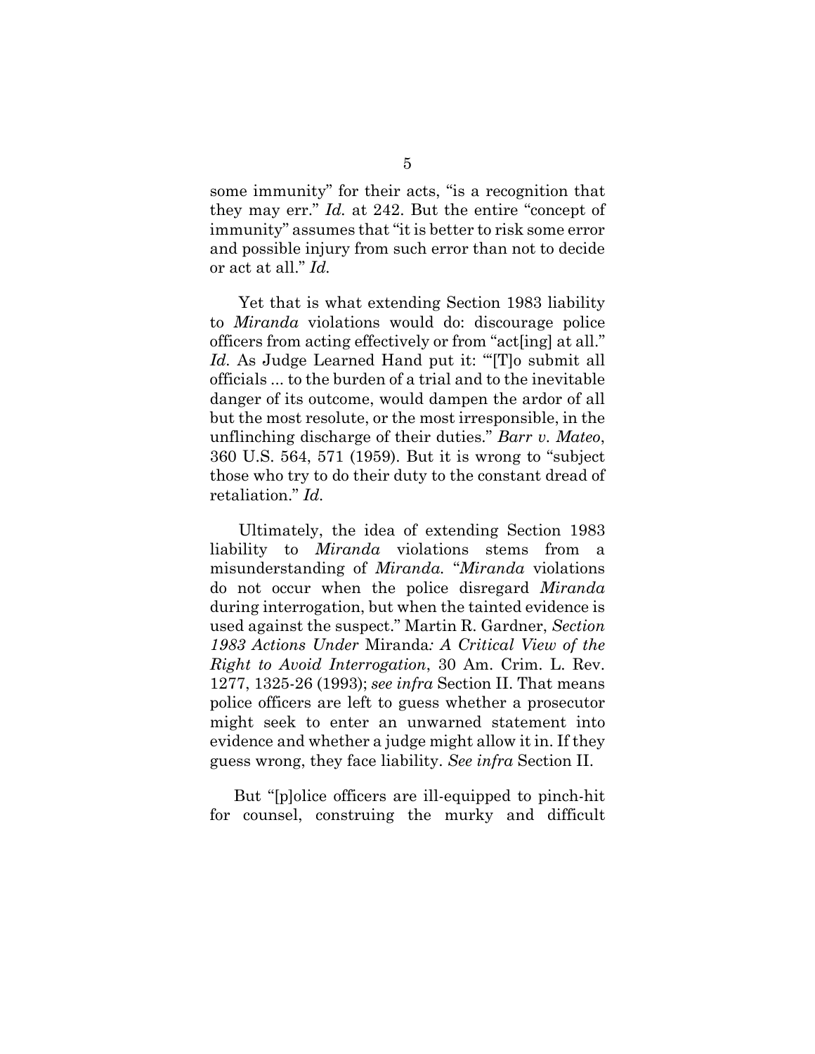some immunity" for their acts, "is a recognition that they may err." *Id.* at 242. But the entire "concept of immunity" assumes that "it is better to risk some error and possible injury from such error than not to decide or act at all." *Id.*

Yet that is what extending Section 1983 liability to *Miranda* violations would do: discourage police officers from acting effectively or from "act[ing] at all." *Id.* As Judge Learned Hand put it: "'[T]o submit all officials ... to the burden of a trial and to the inevitable danger of its outcome, would dampen the ardor of all but the most resolute, or the most irresponsible, in the unflinching discharge of their duties." *Barr v. Mateo*, 360 U.S. 564, 571 (1959). But it is wrong to "subject those who try to do their duty to the constant dread of retaliation." *Id.*

Ultimately, the idea of extending Section 1983 liability to *Miranda* violations stems from a misunderstanding of *Miranda*. "*Miranda* violations do not occur when the police disregard *Miranda* during interrogation, but when the tainted evidence is used against the suspect." Martin R. Gardner, *Section 1983 Actions Under* Miranda*: A Critical View of the Right to Avoid Interrogation*, 30 Am. Crim. L. Rev. 1277, 1325-26 (1993); *see infra* Section II. That means police officers are left to guess whether a prosecutor might seek to enter an unwarned statement into evidence and whether a judge might allow it in. If they guess wrong, they face liability. *See infra* Section II.

But "[p]olice officers are ill-equipped to pinch-hit for counsel, construing the murky and difficult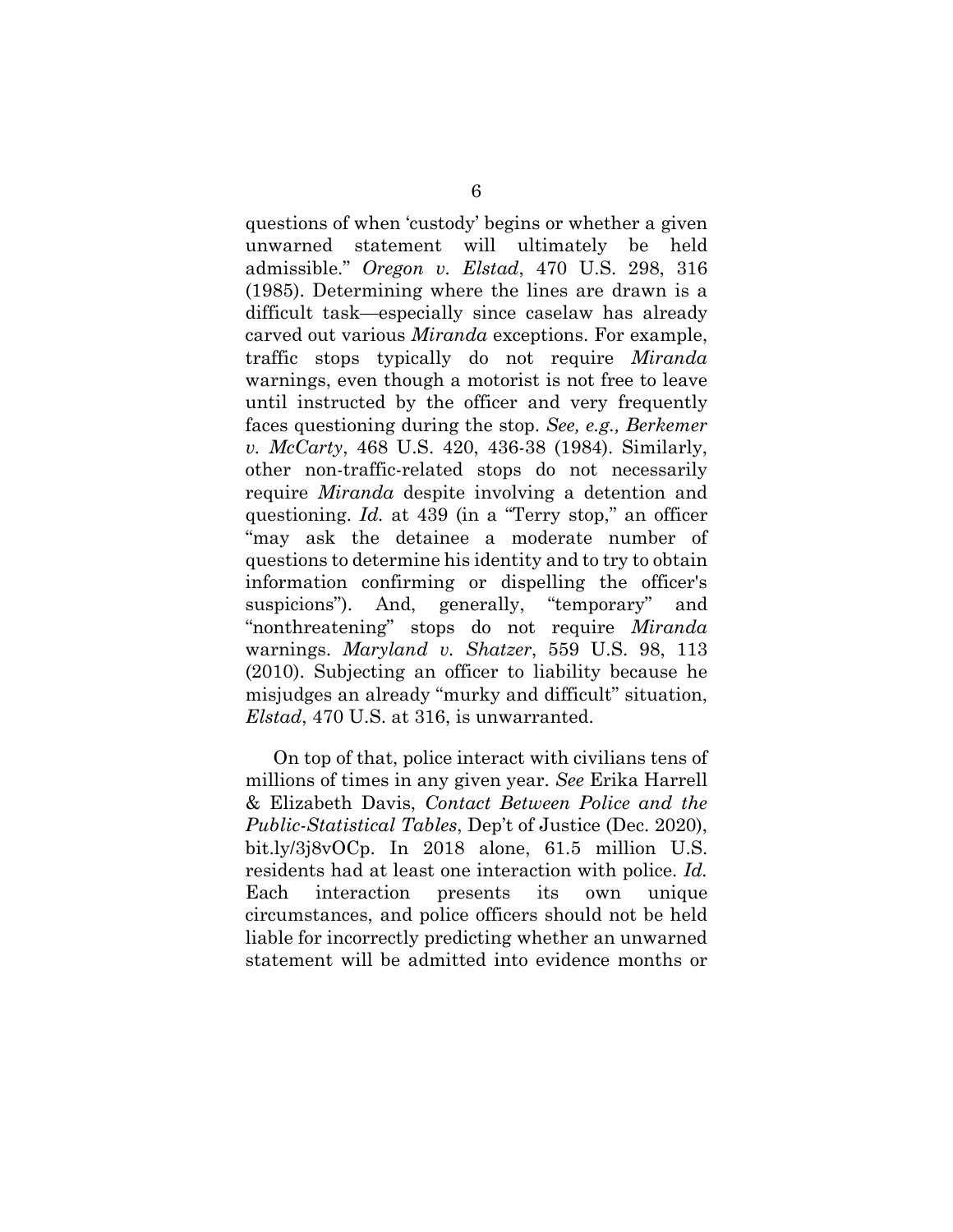questions of when 'custody' begins or whether a given unwarned statement will ultimately be held admissible." *Oregon v. Elstad*, 470 U.S. 298, 316 (1985). Determining where the lines are drawn is a difficult task—especially since caselaw has already carved out various *Miranda* exceptions. For example, traffic stops typically do not require *Miranda* warnings, even though a motorist is not free to leave until instructed by the officer and very frequently faces questioning during the stop. *See, e.g., Berkemer v. McCarty*, 468 U.S. 420, 436-38 (1984). Similarly, other non-traffic-related stops do not necessarily require *Miranda* despite involving a detention and questioning. *Id.* at 439 (in a "Terry stop," an officer "may ask the detainee a moderate number of questions to determine his identity and to try to obtain information confirming or dispelling the officer's suspicions"). And, generally, "temporary" and "nonthreatening" stops do not require *Miranda* warnings. *Maryland v. Shatzer*, 559 U.S. 98, 113 (2010). Subjecting an officer to liability because he misjudges an already "murky and difficult" situation, *Elstad*, 470 U.S. at 316, is unwarranted.

On top of that, police interact with civilians tens of millions of times in any given year. *See* Erika Harrell & Elizabeth Davis, *Contact Between Police and the Public-Statistical Tables*, Dep't of Justice (Dec. 2020), bit.ly/3j8vOCp. In 2018 alone, 61.5 million U.S. residents had at least one interaction with police. *Id.* Each interaction presents its own unique circumstances, and police officers should not be held liable for incorrectly predicting whether an unwarned statement will be admitted into evidence months or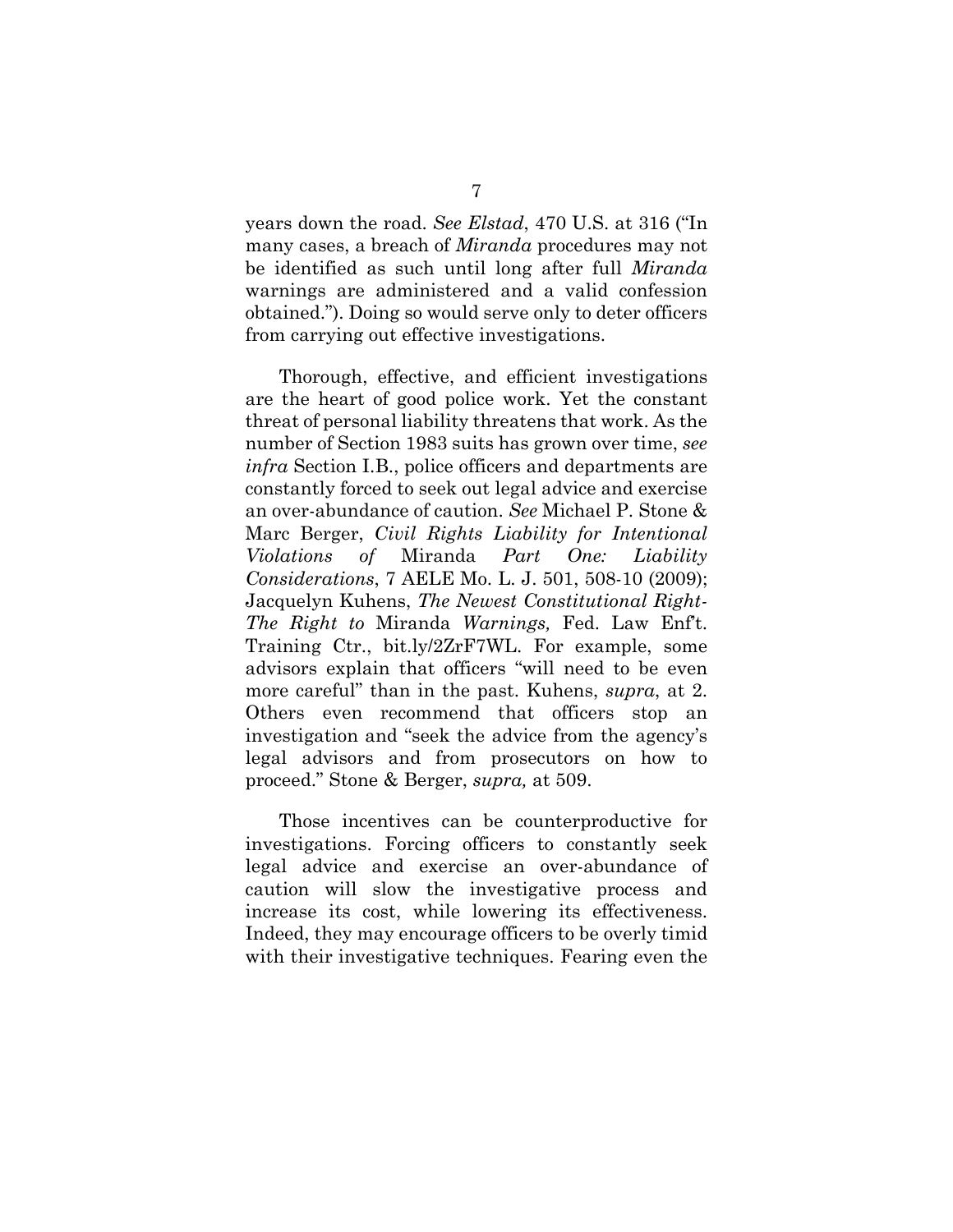years down the road. *See Elstad*, 470 U.S. at 316 ("In many cases, a breach of *Miranda* procedures may not be identified as such until long after full *Miranda* warnings are administered and a valid confession obtained."). Doing so would serve only to deter officers from carrying out effective investigations.

Thorough, effective, and efficient investigations are the heart of good police work. Yet the constant threat of personal liability threatens that work. As the number of Section 1983 suits has grown over time, *see infra* Section I.B., police officers and departments are constantly forced to seek out legal advice and exercise an over-abundance of caution. *See* Michael P. Stone & Marc Berger, *Civil Rights Liability for Intentional Violations of* Miranda *Part One: Liability Considerations*, 7 AELE Mo. L. J. 501, 508-10 (2009); Jacquelyn Kuhens, *The Newest Constitutional Right-The Right to* Miranda *Warnings,* Fed. Law Enf't. Training Ctr., bit.ly/2ZrF7WL. For example, some advisors explain that officers "will need to be even more careful" than in the past. Kuhens, *supra*, at 2. Others even recommend that officers stop an investigation and "seek the advice from the agency's legal advisors and from prosecutors on how to proceed." Stone & Berger, *supra,* at 509.

Those incentives can be counterproductive for investigations. Forcing officers to constantly seek legal advice and exercise an over-abundance of caution will slow the investigative process and increase its cost, while lowering its effectiveness. Indeed, they may encourage officers to be overly timid with their investigative techniques. Fearing even the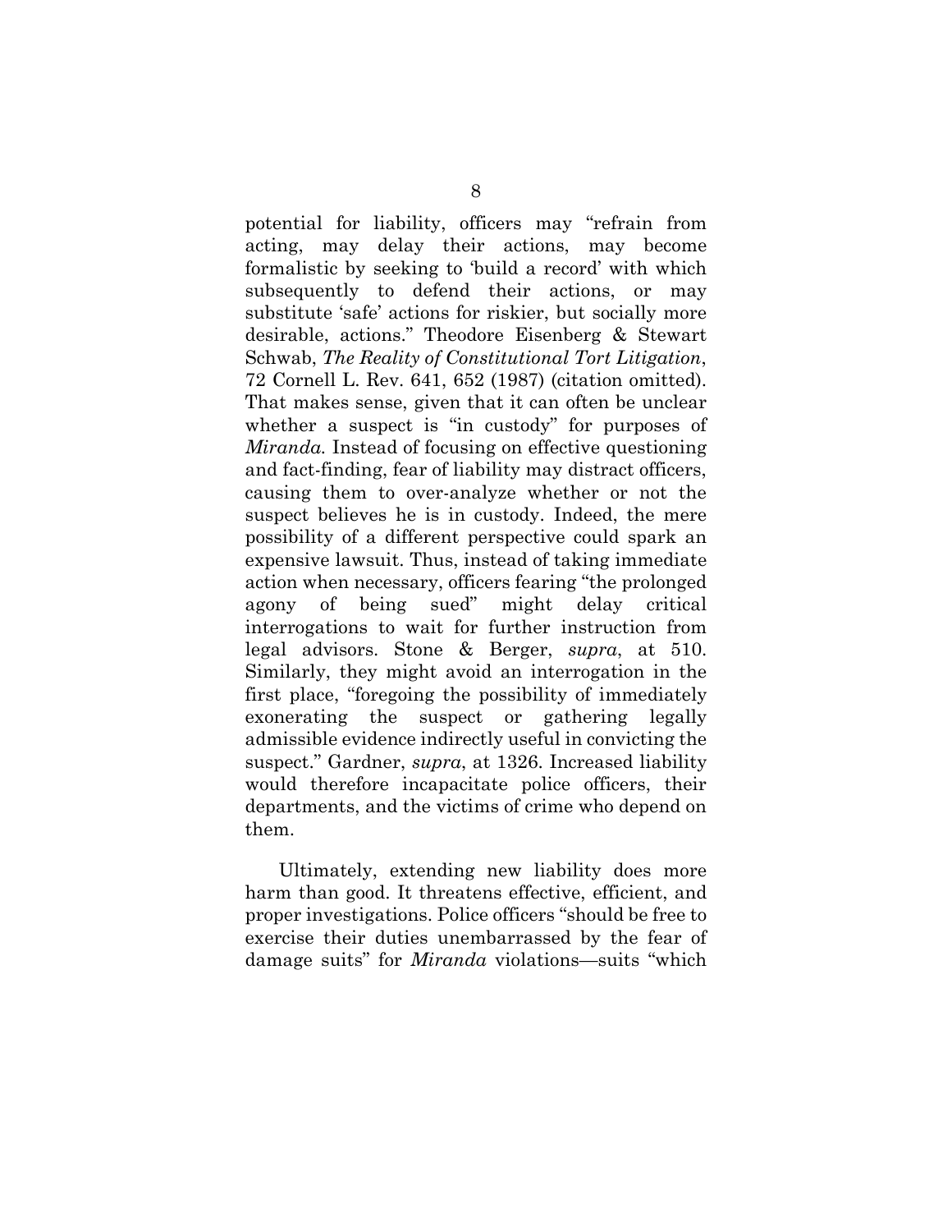potential for liability, officers may "refrain from acting, may delay their actions, may become formalistic by seeking to 'build a record' with which subsequently to defend their actions, or may substitute 'safe' actions for riskier, but socially more desirable, actions." Theodore Eisenberg & Stewart Schwab, *The Reality of Constitutional Tort Litigation*, 72 Cornell L. Rev. 641, 652 (1987) (citation omitted). That makes sense, given that it can often be unclear whether a suspect is "in custody" for purposes of *Miranda.* Instead of focusing on effective questioning and fact-finding, fear of liability may distract officers, causing them to over-analyze whether or not the suspect believes he is in custody. Indeed, the mere possibility of a different perspective could spark an expensive lawsuit. Thus, instead of taking immediate action when necessary, officers fearing "the prolonged agony of being sued" might delay critical interrogations to wait for further instruction from legal advisors. Stone & Berger, *supra*, at 510. Similarly, they might avoid an interrogation in the first place, "foregoing the possibility of immediately exonerating the suspect or gathering legally admissible evidence indirectly useful in convicting the suspect." Gardner, *supra*, at 1326. Increased liability would therefore incapacitate police officers, their departments, and the victims of crime who depend on them.

Ultimately, extending new liability does more harm than good. It threatens effective, efficient, and proper investigations. Police officers "should be free to exercise their duties unembarrassed by the fear of damage suits" for *Miranda* violations—suits "which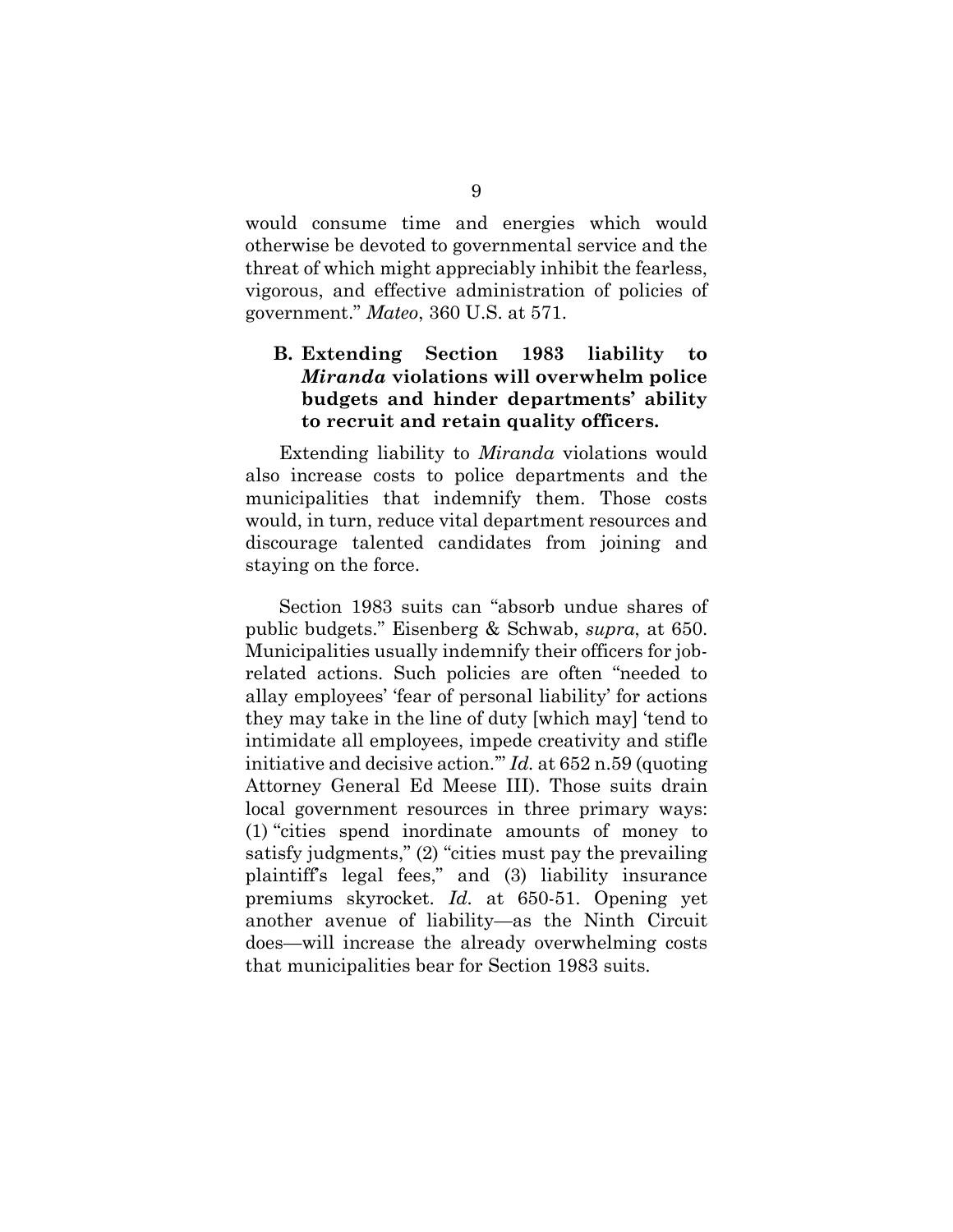would consume time and energies which would otherwise be devoted to governmental service and the threat of which might appreciably inhibit the fearless, vigorous, and effective administration of policies of government." *Mateo*, 360 U.S. at 571.

### B. Extending Section 1983 liability to *Miranda* violations will overwhelm police budgets and hinder departments' ability to recruit and retain quality officers.

Extending liability to *Miranda* violations would also increase costs to police departments and the municipalities that indemnify them. Those costs would, in turn, reduce vital department resources and discourage talented candidates from joining and staying on the force.

Section 1983 suits can "absorb undue shares of public budgets." Eisenberg & Schwab, *supra*, at 650. Municipalities usually indemnify their officers for job-related actions. Such policies are often "needed to allay employees' 'fear of personal liability' for actions they may take in the line of duty [which may] 'tend to intimidate all employees, impede creativity and stifle initiative and decisive action.'" *Id.* at 652 n.59 (quoting Attorney General Ed Meese III). Those suits drain local government resources in three primary ways: (1) "cities spend inordinate amounts of money to satisfy judgments," (2) "cities must pay the prevailing plaintiff's legal fees," and (3) liability insurance premiums skyrocket. *Id.* at 650-51. Opening yet another avenue of liability—as the Ninth Circuit does—will increase the already overwhelming costs that municipalities bear for Section 1983 suits.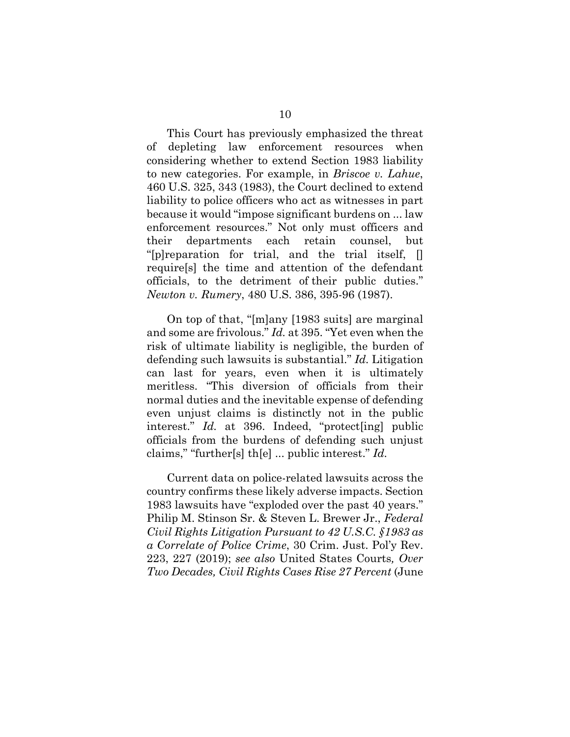This Court has previously emphasized the threat of depleting law enforcement resources when considering whether to extend Section 1983 liability to new categories. For example, in *Briscoe v. Lahue*, 460 U.S. 325, 343 (1983), the Court declined to extend liability to police officers who act as witnesses in part because it would "impose significant burdens on ... law enforcement resources." Not only must officers and their departments each retain counsel, but "[p]reparation for trial, and the trial itself, [] require[s] the time and attention of the defendant officials, to the detriment of their public duties." *Newton v. Rumery*, 480 U.S. 386, 395-96 (1987).

On top of that, "[m]any [1983 suits] are marginal and some are frivolous." *Id.* at 395. "Yet even when the risk of ultimate liability is negligible, the burden of defending such lawsuits is substantial." *Id.* Litigation can last for years, even when it is ultimately meritless. "This diversion of officials from their normal duties and the inevitable expense of defending even unjust claims is distinctly not in the public interest." *Id.* at 396. Indeed, "protect[ing] public officials from the burdens of defending such unjust claims," "further[s] th[e] ... public interest." *Id.*

Current data on police-related lawsuits across the country confirms these likely adverse impacts. Section 1983 lawsuits have "exploded over the past 40 years." Philip M. Stinson Sr. & Steven L. Brewer Jr., *Federal Civil Rights Litigation Pursuant to 42 U.S.C. §1983 as a Correlate of Police Crime*, 30 Crim. Just. Pol'y Rev. 223, 227 (2019); *see also* United States Courts*, Over Two Decades, Civil Rights Cases Rise 27 Percent* (June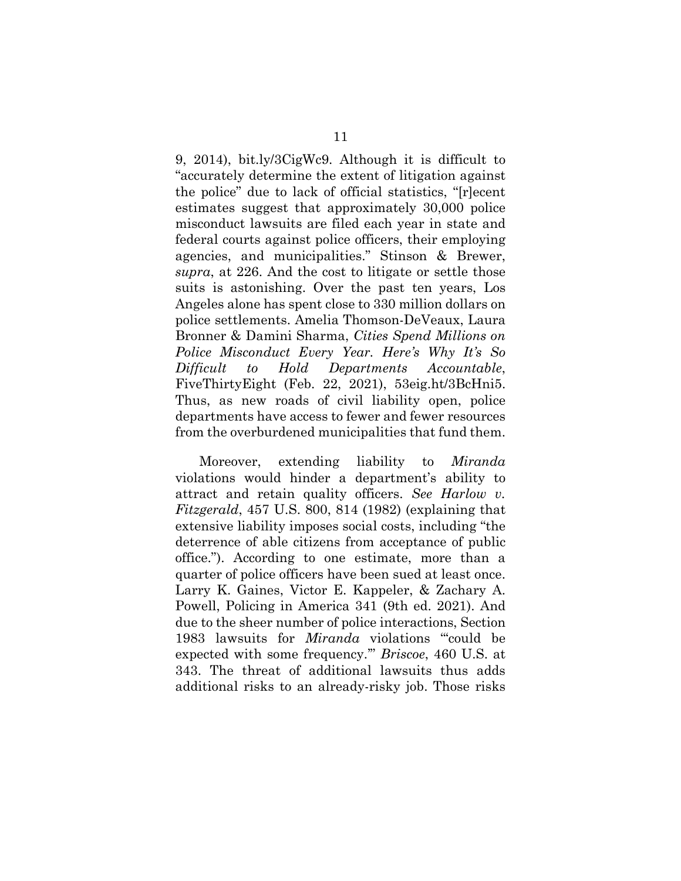9, 2014), bit.ly/3CigWc9. Although it is difficult to "accurately determine the extent of litigation against the police" due to lack of official statistics, "[r]ecent estimates suggest that approximately 30,000 police misconduct lawsuits are filed each year in state and federal courts against police officers, their employing agencies, and municipalities." Stinson & Brewer, *supra*, at 226. And the cost to litigate or settle those suits is astonishing. Over the past ten years, Los Angeles alone has spent close to 330 million dollars on police settlements. Amelia Thomson-DeVeaux, Laura Bronner & Damini Sharma, *Cities Spend Millions on Police Misconduct Every Year. Here's Why It's So Difficult to Hold Departments Accountable*, FiveThirtyEight (Feb. 22, 2021), 53eig.ht/3BcHni5. Thus, as new roads of civil liability open, police departments have access to fewer and fewer resources from the overburdened municipalities that fund them.

Moreover, extending liability to *Miranda* violations would hinder a department's ability to attract and retain quality officers. *See Harlow v. Fitzgerald*, 457 U.S. 800, 814 (1982) (explaining that extensive liability imposes social costs, including "the deterrence of able citizens from acceptance of public office."). According to one estimate, more than a quarter of police officers have been sued at least once. Larry K. Gaines, Victor E. Kappeler, & Zachary A. Powell, Policing in America 341 (9th ed. 2021). And due to the sheer number of police interactions, Section 1983 lawsuits for *Miranda* violations "'could be expected with some frequency.'" *Briscoe*, 460 U.S. at 343. The threat of additional lawsuits thus adds additional risks to an already-risky job. Those risks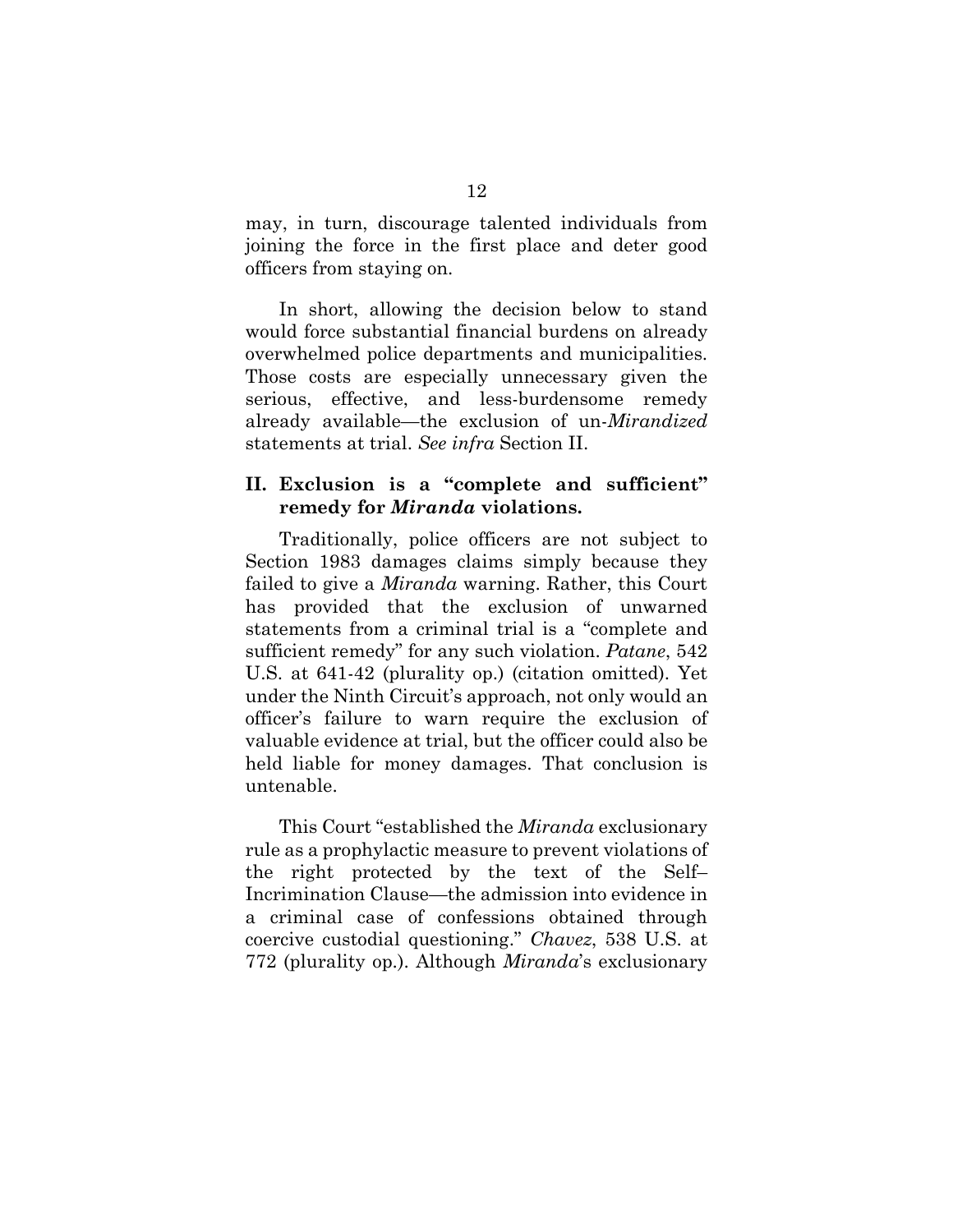may, in turn, discourage talented individuals from joining the force in the first place and deter good officers from staying on.

In short, allowing the decision below to stand would force substantial financial burdens on already overwhelmed police departments and municipalities. Those costs are especially unnecessary given the serious, effective, and less-burdensome remedy already available—the exclusion of un-*Mirandized* statements at trial. *See infra* Section II.

## II. Exclusion is a "complete and sufficient" remedy for *Miranda* violations.

Traditionally, police officers are not subject to Section 1983 damages claims simply because they failed to give a *Miranda* warning. Rather, this Court has provided that the exclusion of unwarned statements from a criminal trial is a "complete and sufficient remedy" for any such violation. *Patane*, 542 U.S. at 641-42 (plurality op.) (citation omitted). Yet under the Ninth Circuit's approach, not only would an officer's failure to warn require the exclusion of valuable evidence at trial, but the officer could also be held liable for money damages. That conclusion is untenable.

This Court "established the *Miranda* exclusionary rule as a prophylactic measure to prevent violations of the right protected by the text of the Self–Incrimination Clause—the admission into evidence in a criminal case of confessions obtained through coercive custodial questioning." *Chavez*, 538 U.S. at 772 (plurality op.). Although *Miranda*'s exclusionary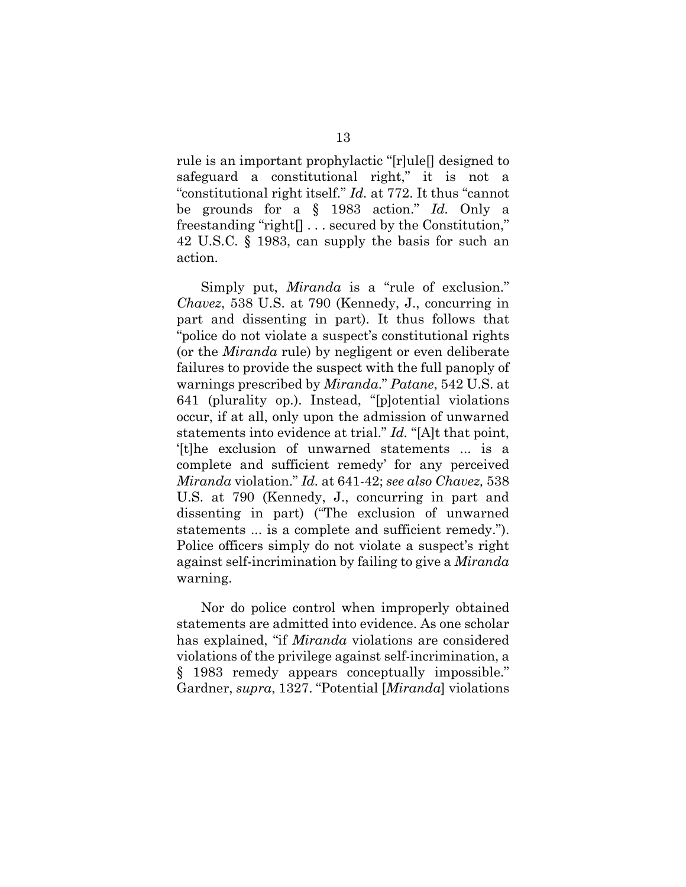rule is an important prophylactic "[r]ule[] designed to safeguard a constitutional right," it is not a "constitutional right itself." *Id.* at 772. It thus "cannot be grounds for a § 1983 action." *Id.* Only a freestanding "right[] . . . secured by the Constitution," 42 U.S.C. § 1983, can supply the basis for such an action.

Simply put, *Miranda* is a "rule of exclusion." *Chavez*, 538 U.S. at 790 (Kennedy, J., concurring in part and dissenting in part). It thus follows that "police do not violate a suspect's constitutional rights (or the *Miranda* rule) by negligent or even deliberate failures to provide the suspect with the full panoply of warnings prescribed by *Miranda*." *Patane*, 542 U.S. at 641 (plurality op.). Instead, "[p]otential violations occur, if at all, only upon the admission of unwarned statements into evidence at trial." *Id.* "[A]t that point, '[t]he exclusion of unwarned statements ... is a complete and sufficient remedy' for any perceived *Miranda* violation." *Id.* at 641-42; *see also Chavez,* 538 U.S. at 790 (Kennedy, J., concurring in part and dissenting in part) ("The exclusion of unwarned statements ... is a complete and sufficient remedy."). Police officers simply do not violate a suspect's right against self-incrimination by failing to give a *Miranda* warning.

Nor do police control when improperly obtained statements are admitted into evidence. As one scholar has explained, "if *Miranda* violations are considered violations of the privilege against self-incrimination, a § 1983 remedy appears conceptually impossible." Gardner, *supra*, 1327. "Potential [*Miranda*] violations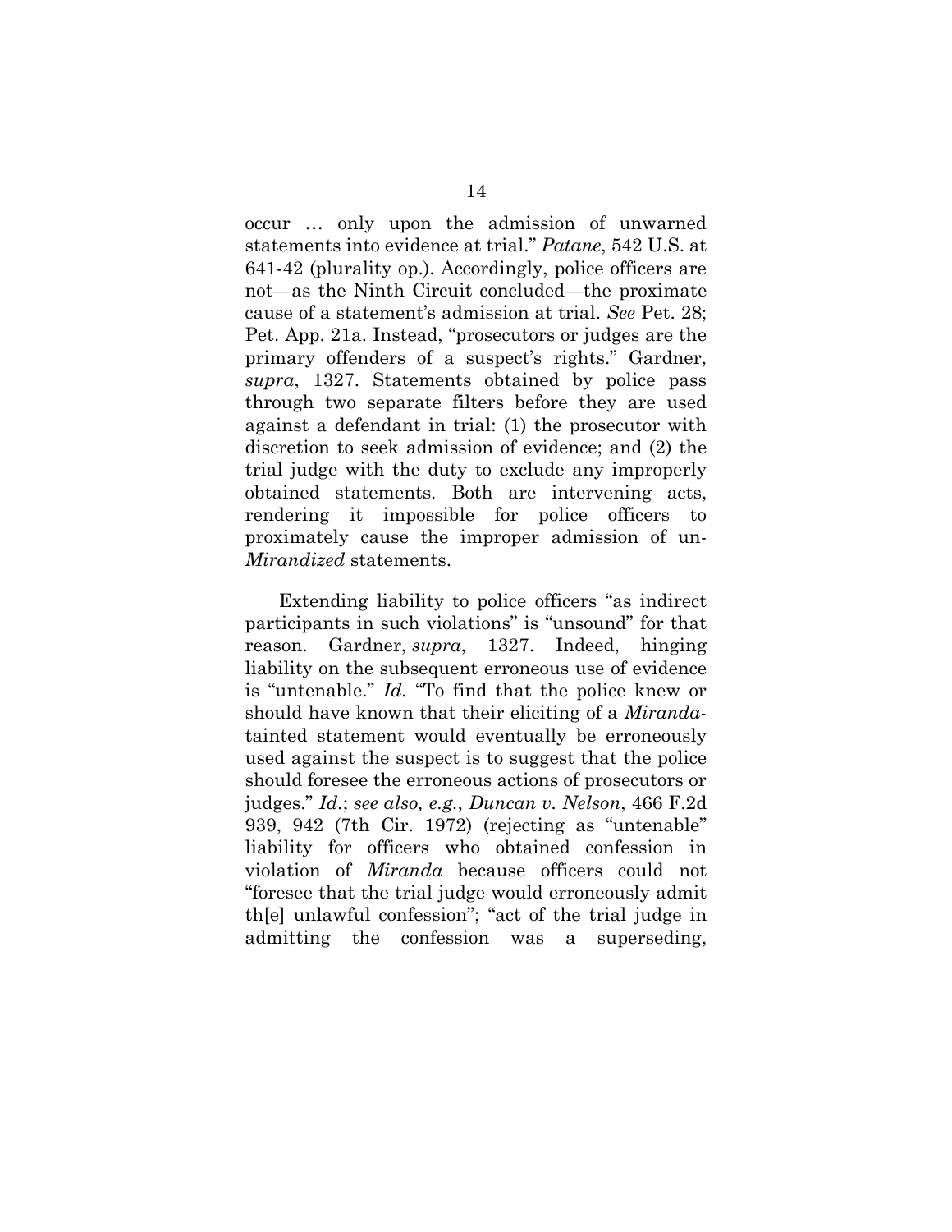occur … only upon the admission of unwarned statements into evidence at trial." *Patane*, 542 U.S. at 641-42 (plurality op.). Accordingly, police officers are not—as the Ninth Circuit concluded—the proximate cause of a statement's admission at trial. *See* Pet. 28; Pet. App. 21a. Instead, "prosecutors or judges are the primary offenders of a suspect's rights." Gardner, *supra*, 1327. Statements obtained by police pass through two separate filters before they are used against a defendant in trial: (1) the prosecutor with discretion to seek admission of evidence; and (2) the trial judge with the duty to exclude any improperly obtained statements. Both are intervening acts, rendering it impossible for police officers to proximately cause the improper admission of un-*Mirandized* statements.

Extending liability to police officers "as indirect participants in such violations" is "unsound" for that reason. Gardner, *supra*, 1327. Indeed, hinging liability on the subsequent erroneous use of evidence is "untenable." *Id.* "To find that the police knew or should have known that their eliciting of a *Miranda*-tainted statement would eventually be erroneously used against the suspect is to suggest that the police should foresee the erroneous actions of prosecutors or judges." *Id.*; *see also, e.g.*, *Duncan v. Nelson*, 466 F.2d 939, 942 (7th Cir. 1972) (rejecting as "untenable" liability for officers who obtained confession in violation of *Miranda* because officers could not "foresee that the trial judge would erroneously admit th[e] unlawful confession"; "act of the trial judge in admitting the confession was a superseding,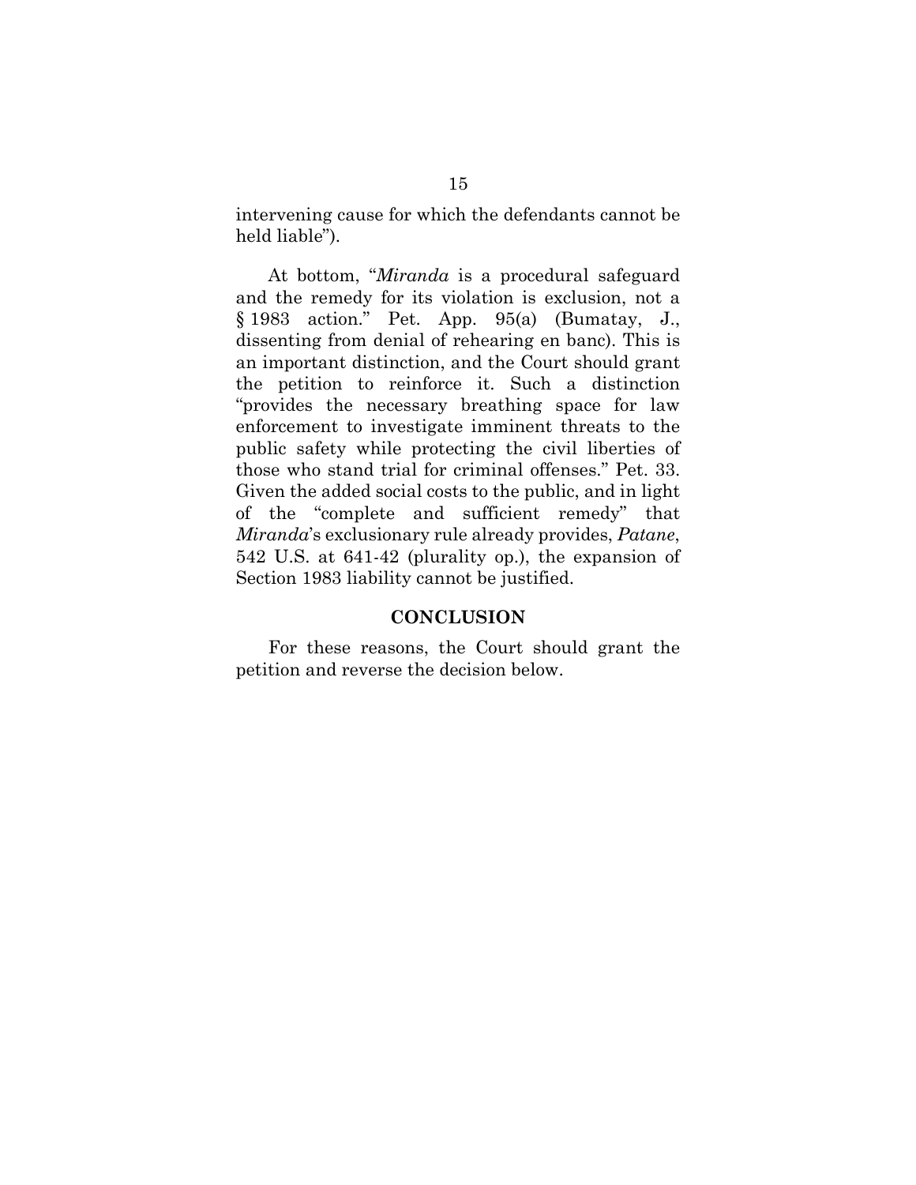intervening cause for which the defendants cannot be held liable").

At bottom, "*Miranda* is a procedural safeguard and the remedy for its violation is exclusion, not a § 1983 action." Pet. App. 95(a) (Bumatay, J., dissenting from denial of rehearing en banc). This is an important distinction, and the Court should grant the petition to reinforce it. Such a distinction "provides the necessary breathing space for law enforcement to investigate imminent threats to the public safety while protecting the civil liberties of those who stand trial for criminal offenses." Pet. 33. Given the added social costs to the public, and in light of the "complete and sufficient remedy" that *Miranda*'s exclusionary rule already provides, *Patane*, 542 U.S. at 641-42 (plurality op.), the expansion of Section 1983 liability cannot be justified.

## CONCLUSION

For these reasons, the Court should grant the petition and reverse the decision below.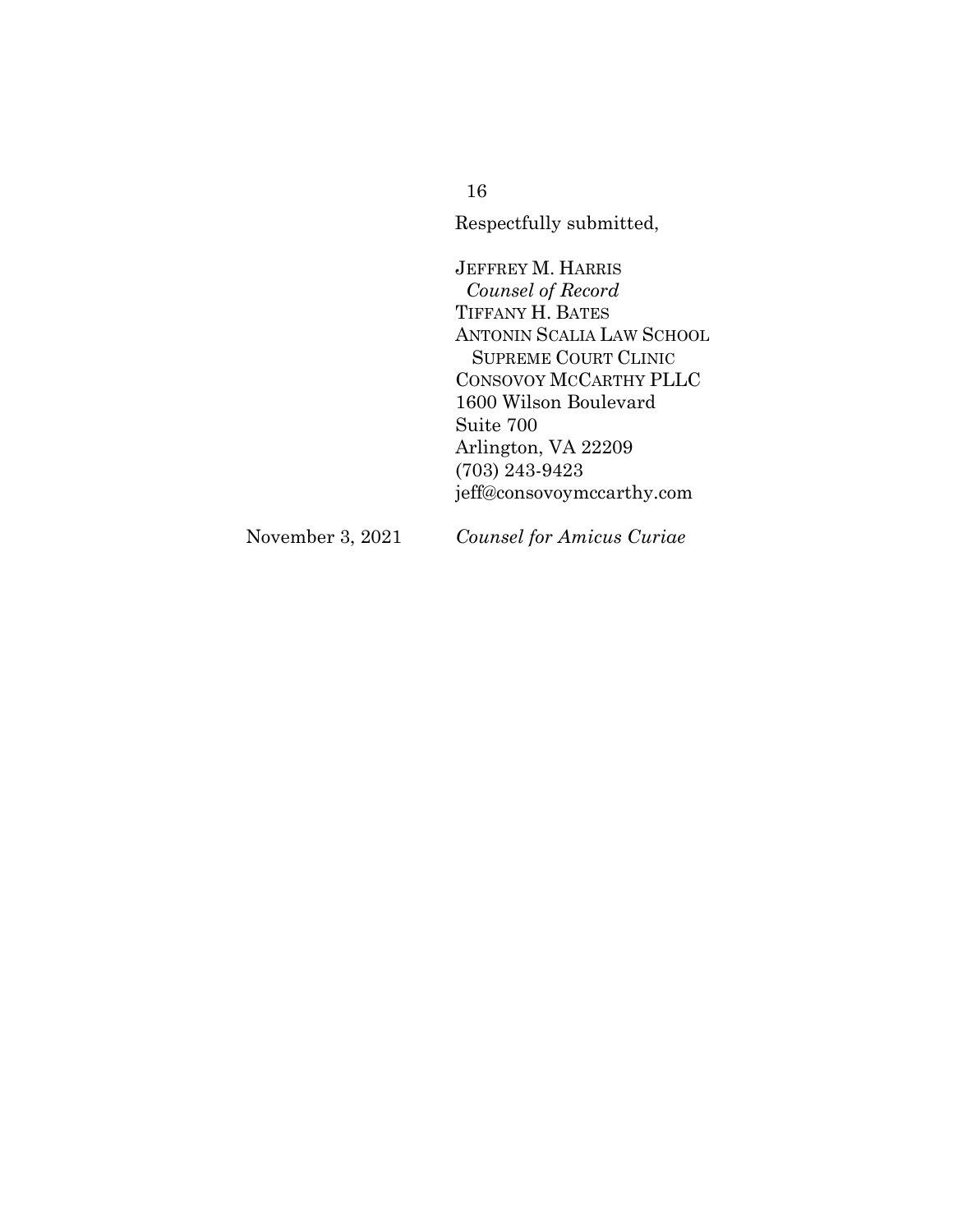Respectfully submitted,

JEFFREY M. HARRIS
*Counsel of Record*
TIFFANY H. BATES
ANTONIN SCALIA LAW SCHOOL
SUPREME COURT CLINIC
CONSOVOY MCCARTHY PLLC
1600 Wilson Boulevard
Suite 700
Arlington, VA 22209
(703) 243-9423
jeff@consovoymccarthy.com

November 3, 2021 *Counsel for Amicus Curiae*